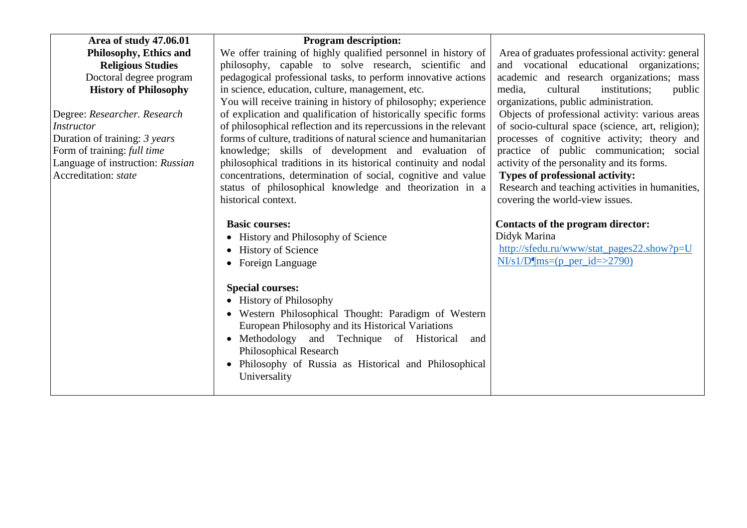| **Area of study 47.06.01 Philosophy, Ethics and Religious Studies**<br>Doctoral degree program<br>**History of Philosophy**<br><br>Degree: *Researcher. Research Instructor*<br>Duration of training: *3 years*<br>Form of training: *full time*<br>Language of instruction: *Russian*<br>Accreditation: *state* | **Program description:**<br>We offer training of highly qualified personnel in history of philosophy, capable to solve research, scientific and pedagogical professional tasks, to perform innovative actions in science, education, culture, management, etc.<br>You will receive training in history of philosophy; experience of explication and qualification of historically specific forms of philosophical reflection and its repercussions in the relevant forms of culture, traditions of natural science and humanitarian knowledge; skills of development and evaluation of philosophical traditions in its historical continuity and nodal concentrations, determination of social, cognitive and value status of philosophical knowledge and theorization in a historical context.<br><br>**Basic courses:**<br>• History and Philosophy of Science<br>• History of Science<br>• Foreign Language<br><br>**Special courses:**<br>• History of Philosophy<br>• Western Philosophical Thought: Paradigm of Western European Philosophy and its Historical Variations<br>• Methodology and Technique of Historical and Philosophical Research<br>• Philosophy of Russia as Historical and Philosophical Universality | Area of graduates professional activity: general and vocational educational organizations; academic and research organizations; mass media, cultural institutions; public organizations, public administration.<br>Objects of professional activity: various areas of socio-cultural space (science, art, religion); processes of cognitive activity; theory and practice of public communication; social activity of the personality and its forms.<br>**Types of professional activity:**<br>Research and teaching activities in humanities, covering the world-view issues.<br><br>**Contacts of the program director:**<br>Didyk Marina<br>http://sfedu.ru/www/stat_pages22.show?p=UNI/s1/D¶ms=(p_per_id=>2790) |
|---|---|---|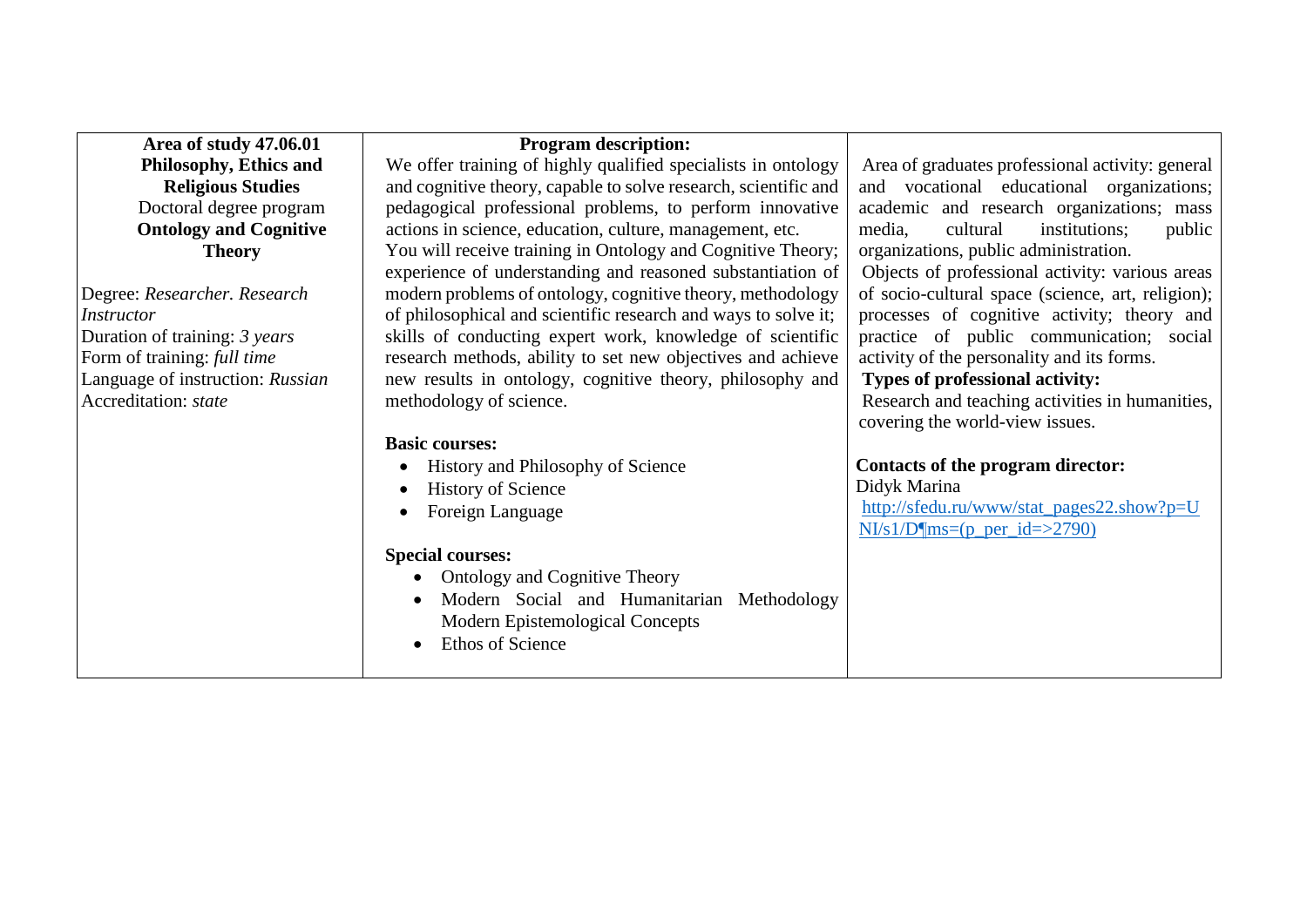| **Area of study 47.06.01 Philosophy, Ethics and Religious Studies**<br>Doctoral degree program<br>**Ontology and Cognitive Theory**<br><br>Degree: *Researcher. Research Instructor*<br>Duration of training: *3 years*<br>Form of training: *full time*<br>Language of instruction: *Russian*<br>Accreditation: *state* | **Program description:**<br>We offer training of highly qualified specialists in ontology and cognitive theory, capable to solve research, scientific and pedagogical professional problems, to perform innovative actions in science, education, culture, management, etc.<br>You will receive training in Ontology and Cognitive Theory; experience of understanding and reasoned substantiation of modern problems of ontology, cognitive theory, methodology of philosophical and scientific research and ways to solve it; skills of conducting expert work, knowledge of scientific research methods, ability to set new objectives and achieve new results in ontology, cognitive theory, philosophy and methodology of science.<br><br>**Basic courses:**<br>• History and Philosophy of Science<br>• History of Science<br>• Foreign Language<br><br>**Special courses:**<br>• Ontology and Cognitive Theory<br>• Modern Social and Humanitarian Methodology Modern Epistemological Concepts<br>• Ethos of Science | Area of graduates professional activity: general and vocational educational organizations; academic and research organizations; mass media, cultural institutions; public organizations, public administration.<br>Objects of professional activity: various areas of socio-cultural space (science, art, religion); processes of cognitive activity; theory and practice of public communication; social activity of the personality and its forms.<br>**Types of professional activity:**<br>Research and teaching activities in humanities, covering the world-view issues.<br><br>**Contacts of the program director:**<br>Didyk Marina<br>[http://sfedu.ru/www/stat_pages22.show?p=UNI/s1/D¶ms=(p_per_id=>2790)](http://sfedu.ru/www/stat_pages22.show?p=UNI/s1/D¶ms=(p_per_id=>2790)) |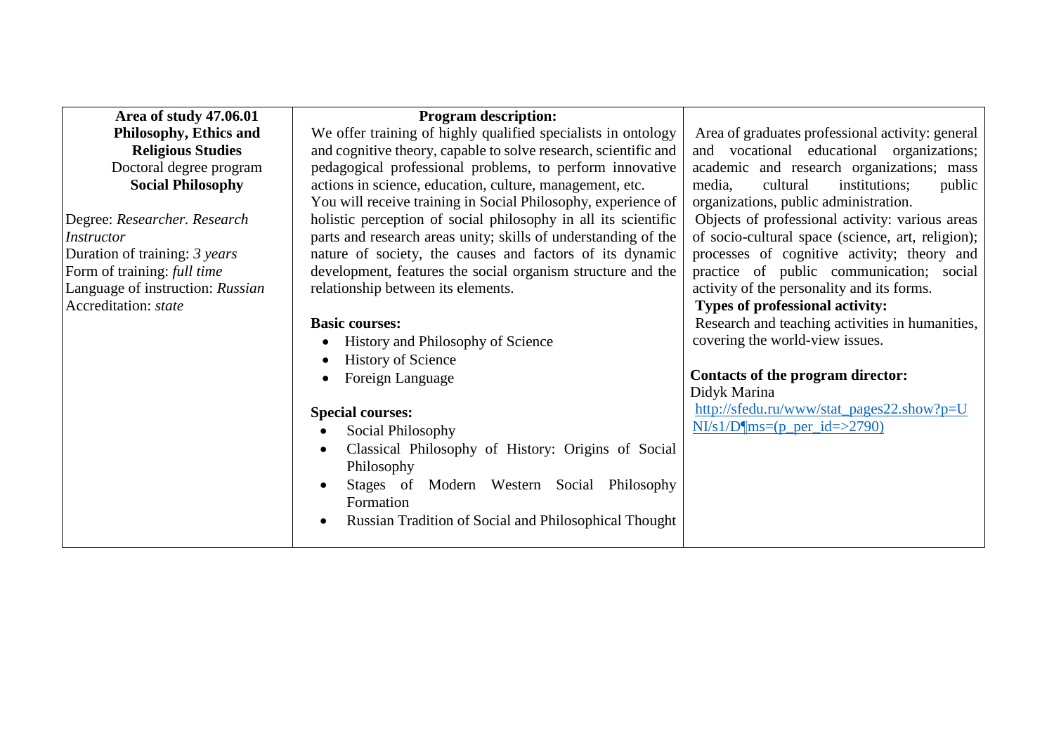| **Area of study 47.06.01 Philosophy, Ethics and Religious Studies**<br>Doctoral degree program<br>**Social Philosophy**<br><br>Degree: *Researcher. Research Instructor*<br>Duration of training: *3 years*<br>Form of training: *full time*<br>Language of instruction: *Russian*<br>Accreditation: *state* | **Program description:**<br>We offer training of highly qualified specialists in ontology and cognitive theory, capable to solve research, scientific and pedagogical professional problems, to perform innovative actions in science, education, culture, management, etc.<br>You will receive training in Social Philosophy, experience of holistic perception of social philosophy in all its scientific parts and research areas unity; skills of understanding of the nature of society, the causes and factors of its dynamic development, features the social organism structure and the relationship between its elements.<br><br>**Basic courses:**<br>• History and Philosophy of Science<br>• History of Science<br>• Foreign Language<br><br>**Special courses:**<br>• Social Philosophy<br>• Classical Philosophy of History: Origins of Social Philosophy<br>• Stages of Modern Western Social Philosophy Formation<br>• Russian Tradition of Social and Philosophical Thought | Area of graduates professional activity: general and vocational educational organizations; academic and research organizations; mass media, cultural institutions; public organizations, public administration.<br>Objects of professional activity: various areas of socio-cultural space (science, art, religion); processes of cognitive activity; theory and practice of public communication; social activity of the personality and its forms.<br>**Types of professional activity:**<br>Research and teaching activities in humanities, covering the world-view issues.<br><br>**Contacts of the program director:**<br>Didyk Marina<br>http://sfedu.ru/www/stat_pages22.show?p=UNI/s1/D¶ms=(p_per_id=>2790) |
|---|---|---|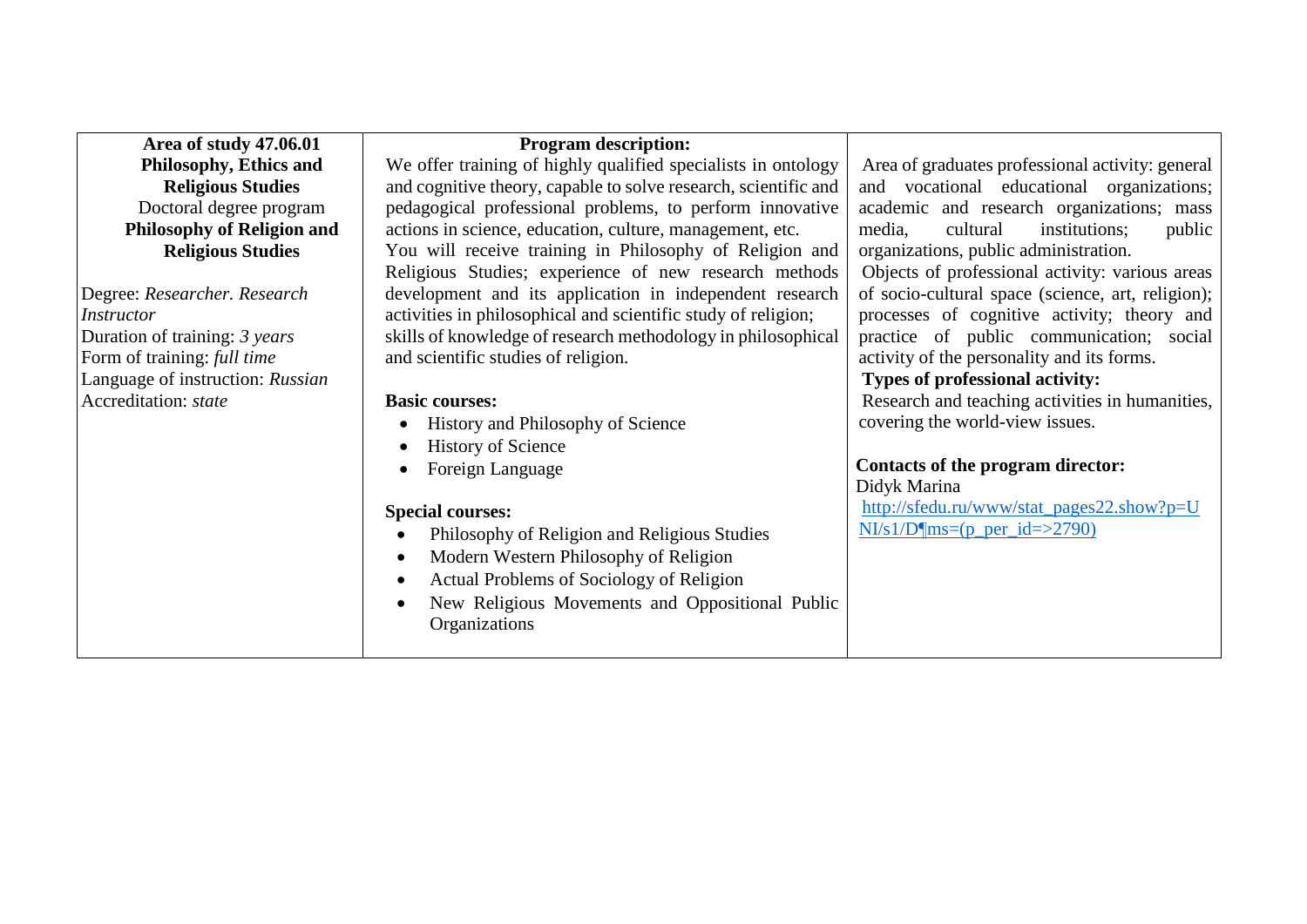| Area of study 47.06.01 Philosophy, Ethics and Religious Studies<br>Doctoral degree program<br>**Philosophy of Religion and Religious Studies**<br><br>Degree: *Researcher. Research Instructor*<br>Duration of training: *3 years*<br>Form of training: *full time*<br>Language of instruction: *Russian*<br>Accreditation: *state* | **Program description:**<br>We offer training of highly qualified specialists in ontology and cognitive theory, capable to solve research, scientific and pedagogical professional problems, to perform innovative actions in science, education, culture, management, etc.<br>You will receive training in Philosophy of Religion and Religious Studies; experience of new research methods development and its application in independent research activities in philosophical and scientific study of religion;<br>skills of knowledge of research methodology in philosophical and scientific studies of religion.<br><br>**Basic courses:**<br>• History and Philosophy of Science<br>• History of Science<br>• Foreign Language<br><br>**Special courses:**<br>• Philosophy of Religion and Religious Studies<br>• Modern Western Philosophy of Religion<br>• Actual Problems of Sociology of Religion<br>• New Religious Movements and Oppositional Public Organizations | Area of graduates professional activity: general and vocational educational organizations; academic and research organizations; mass media, cultural institutions; public organizations, public administration.<br>Objects of professional activity: various areas of socio-cultural space (science, art, religion); processes of cognitive activity; theory and practice of public communication; social activity of the personality and its forms.<br>**Types of professional activity:**<br>Research and teaching activities in humanities, covering the world-view issues.<br><br>**Contacts of the program director:**<br>Didyk Marina<br>http://sfedu.ru/www/stat_pages22.show?p=UNI/s1/D¶ms=(p_per_id=>2790) |
|---|---|---|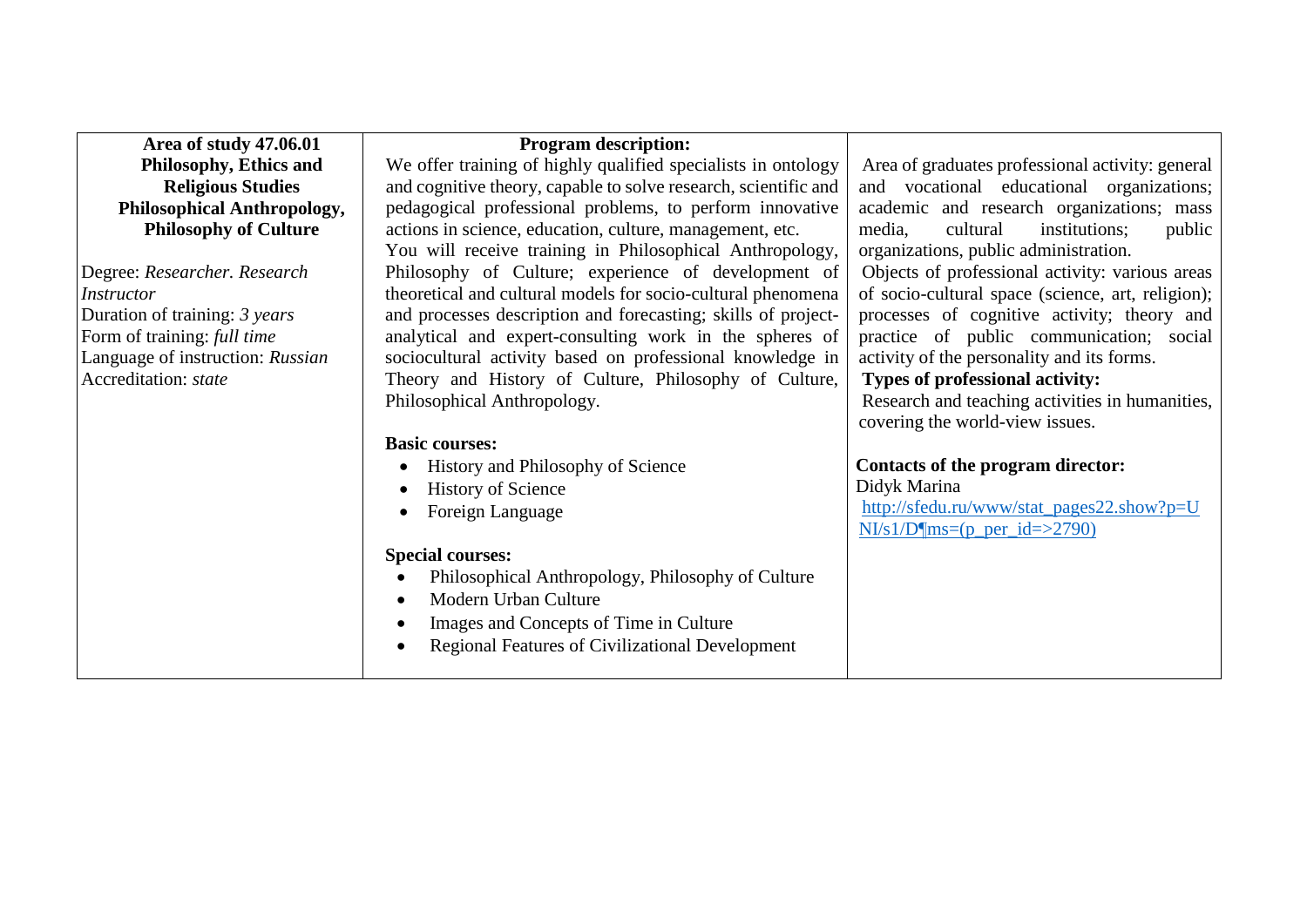| | | |
|---|---|---|
| **Area of study 47.06.01**<br>**Philosophy, Ethics and Religious Studies**<br>**Philosophical Anthropology, Philosophy of Culture**<br><br>Degree: *Researcher. Research Instructor*<br>Duration of training: *3 years*<br>Form of training: *full time*<br>Language of instruction: *Russian*<br>Accreditation: *state* | **Program description:**<br>We offer training of highly qualified specialists in ontology and cognitive theory, capable to solve research, scientific and pedagogical professional problems, to perform innovative actions in science, education, culture, management, etc.<br>You will receive training in Philosophical Anthropology, Philosophy of Culture; experience of development of theoretical and cultural models for socio-cultural phenomena and processes description and forecasting; skills of project-analytical and expert-consulting work in the spheres of sociocultural activity based on professional knowledge in Theory and History of Culture, Philosophy of Culture, Philosophical Anthropology.<br><br>**Basic courses:**<br>• History and Philosophy of Science<br>• History of Science<br>• Foreign Language<br><br>**Special courses:**<br>• Philosophical Anthropology, Philosophy of Culture<br>• Modern Urban Culture<br>• Images and Concepts of Time in Culture<br>• Regional Features of Civilizational Development | Area of graduates professional activity: general and vocational educational organizations; academic and research organizations; mass media, cultural institutions; public organizations, public administration.<br>Objects of professional activity: various areas of socio-cultural space (science, art, religion); processes of cognitive activity; theory and practice of public communication; social activity of the personality and its forms.<br>**Types of professional activity:**<br>Research and teaching activities in humanities, covering the world-view issues.<br><br>**Contacts of the program director:**<br>Didyk Marina<br>http://sfedu.ru/www/stat_pages22.show?p=UNI/s1/D¶ms=(p_per_id=>2790) |